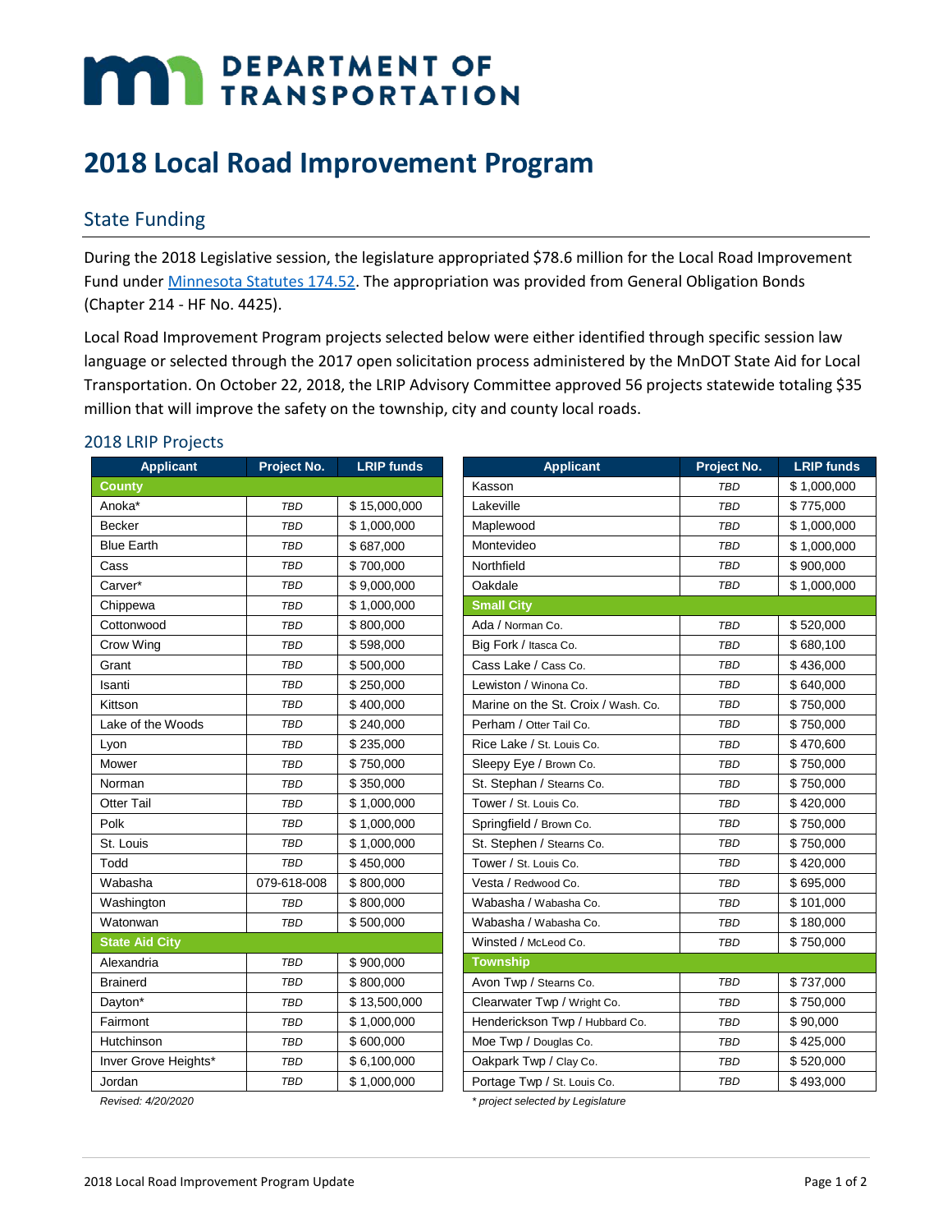# DEPARTMENT OF TRANSPORTATION

# 2018 Local Road Improvement Program

## State Funding

During the 2018 Legislative session, the legislature appropriated $78.6 million for the Local Road Improvement Fund under Minnesota Statutes 174.52. The appropriation was provided from General Obligation Bonds (Chapter 214 - HF No. 4425).

Local Road Improvement Program projects selected below were either identified through specific session law language or selected through the 2017 open solicitation process administered by the MnDOT State Aid for Local Transportation. On October 22, 2018, the LRIP Advisory Committee approved 56 projects statewide totaling $35 million that will improve the safety on the township, city and county local roads.

### 2018 LRIP Projects

| Applicant | Project No. | LRIP funds |
|---|---|---|
| **County** | | |
| Anoka* | TBD | $ 15,000,000 |
| Becker | TBD | $ 1,000,000 |
| Blue Earth | TBD | $ 687,000 |
| Cass | TBD | $ 700,000 |
| Carver* | TBD | $ 9,000,000 |
| Chippewa | TBD | $ 1,000,000 |
| Cottonwood | TBD | $ 800,000 |
| Crow Wing | TBD | $ 598,000 |
| Grant | TBD | $ 500,000 |
| Isanti | TBD | $ 250,000 |
| Kittson | TBD | $ 400,000 |
| Lake of the Woods | TBD | $ 240,000 |
| Lyon | TBD | $ 235,000 |
| Mower | TBD | $ 750,000 |
| Norman | TBD | $ 350,000 |
| Otter Tail | TBD | $ 1,000,000 |
| Polk | TBD | $ 1,000,000 |
| St. Louis | TBD | $ 1,000,000 |
| Todd | TBD | $ 450,000 |
| Wabasha | 079-618-008 | $ 800,000 |
| Washington | TBD | $ 800,000 |
| Watonwan | TBD | $ 500,000 |
| **State Aid City** | | |
| Alexandria | TBD | $ 900,000 |
| Brainerd | TBD | $ 800,000 |
| Dayton* | TBD | $ 13,500,000 |
| Fairmont | TBD | $ 1,000,000 |
| Hutchinson | TBD | $ 600,000 |
| Inver Grove Heights* | TBD | $ 6,100,000 |
| Jordan | TBD | $ 1,000,000 |
| Kasson | TBD | $ 1,000,000 |
| Lakeville | TBD | $ 775,000 |
| Maplewood | TBD | $ 1,000,000 |
| Montevideo | TBD | $ 1,000,000 |
| Northfield | TBD | $ 900,000 |
| Oakdale | TBD | $ 1,000,000 |
| **Small City** | | |
| Ada / Norman Co. | TBD | $ 520,000 |
| Big Fork / Itasca Co. | TBD | $ 680,100 |
| Cass Lake / Cass Co. | TBD | $ 436,000 |
| Lewiston / Winona Co. | TBD | $ 640,000 |
| Marine on the St. Croix / Wash. Co. | TBD | $ 750,000 |
| Perham / Otter Tail Co. | TBD | $ 750,000 |
| Rice Lake / St. Louis Co. | TBD | $ 470,600 |
| Sleepy Eye / Brown Co. | TBD | $ 750,000 |
| St. Stephan / Stearns Co. | TBD | $ 750,000 |
| Tower / St. Louis Co. | TBD | $ 420,000 |
| Springfield / Brown Co. | TBD | $ 750,000 |
| St. Stephen / Stearns Co. | TBD | $ 750,000 |
| Tower / St. Louis Co. | TBD | $ 420,000 |
| Vesta / Redwood Co. | TBD | $ 695,000 |
| Wabasha / Wabasha Co. | TBD | $ 101,000 |
| Wabasha / Wabasha Co. | TBD | $ 180,000 |
| Winsted / McLeod Co. | TBD | $ 750,000 |
| **Township** | | |
| Avon Twp / Stearns Co. | TBD | $ 737,000 |
| Clearwater Twp / Wright Co. | TBD | $ 750,000 |
| Henderickson Twp / Hubbard Co. | TBD | $ 90,000 |
| Moe Twp / Douglas Co. | TBD | $ 425,000 |
| Oakpark Twp / Clay Co. | TBD | $ 520,000 |
| Portage Twp / St. Louis Co. | TBD | $ 493,000 |

*Revised: 4/20/2020*

*\* project selected by Legislature*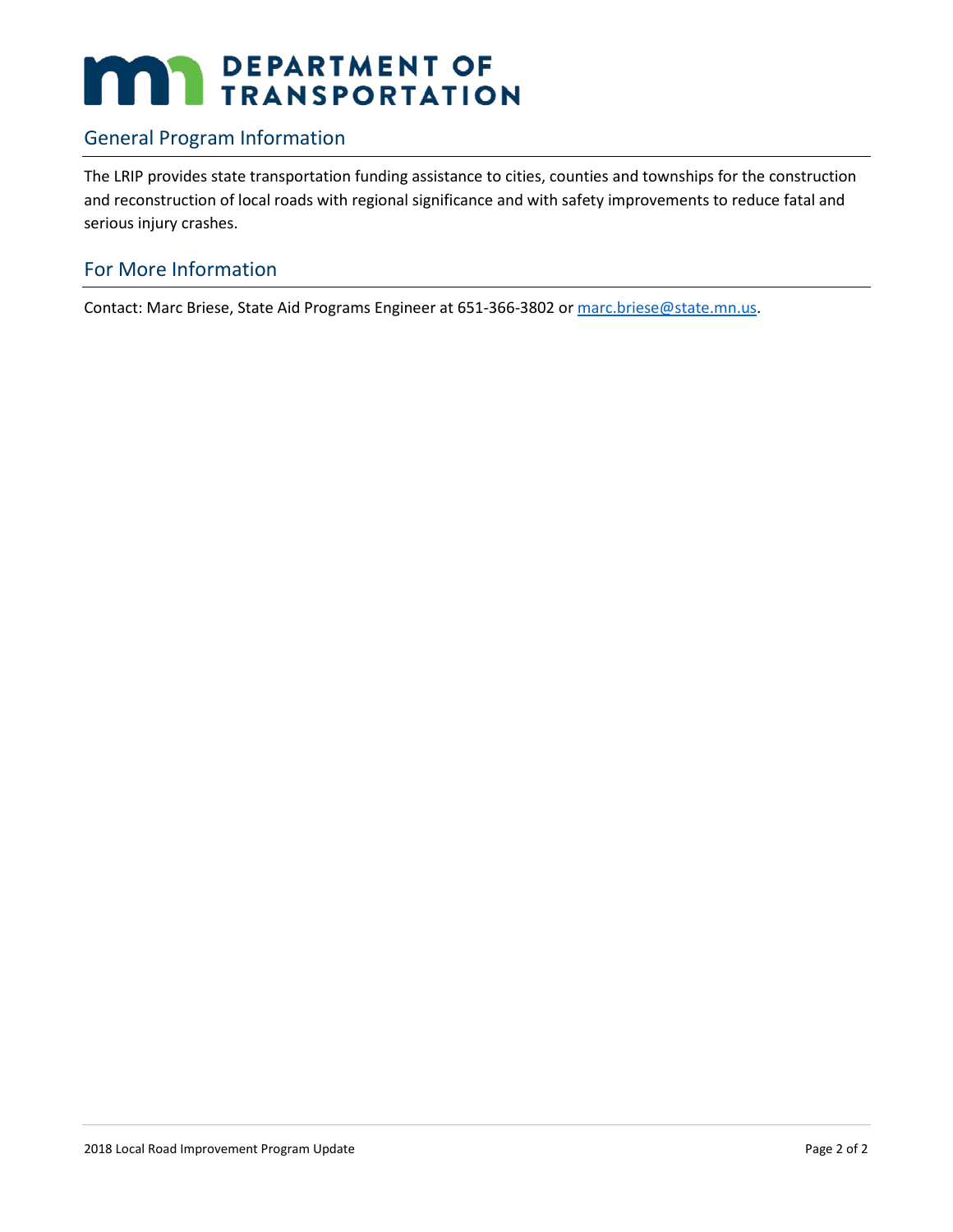# DEPARTMENT OF TRANSPORTATION

## General Program Information

The LRIP provides state transportation funding assistance to cities, counties and townships for the construction and reconstruction of local roads with regional significance and with safety improvements to reduce fatal and serious injury crashes.

## For More Information

Contact: Marc Briese, State Aid Programs Engineer at 651-366-3802 or marc.briese@state.mn.us.